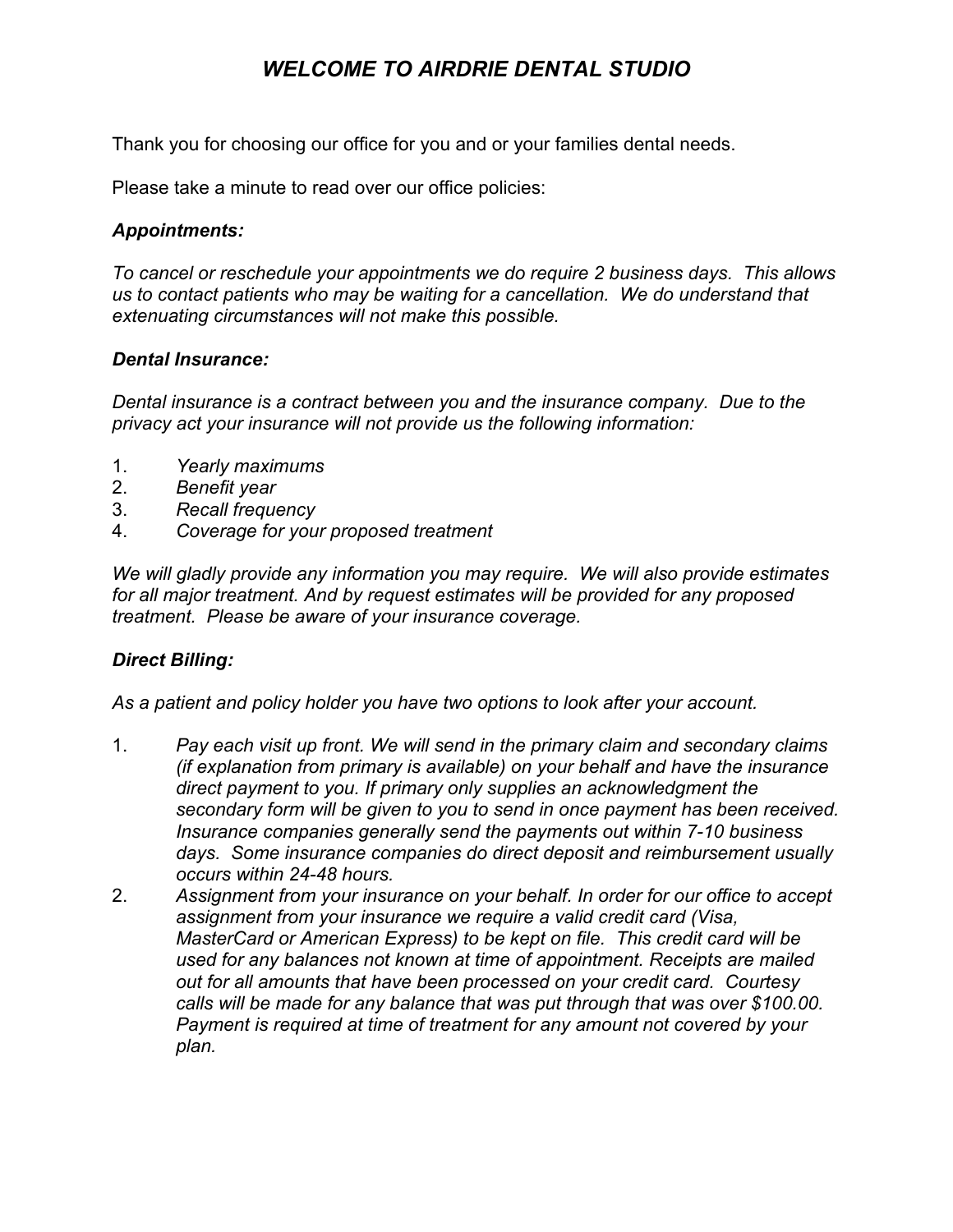# *WELCOME TO AIRDRIE DENTAL STUDIO*

Thank you for choosing our office for you and or your families dental needs.

Please take a minute to read over our office policies:

### *Appointments:*

*To cancel or reschedule your appointments we do require 2 business days. This allows us to contact patients who may be waiting for a cancellation. We do understand that extenuating circumstances will not make this possible.*

### *Dental Insurance:*

*Dental insurance is a contract between you and the insurance company. Due to the privacy act your insurance will not provide us the following information:*

1. *Yearly maximums*
2. *Benefit year*
3. *Recall frequency*
4. *Coverage for your proposed treatment*

*We will gladly provide any information you may require. We will also provide estimates for all major treatment. And by request estimates will be provided for any proposed treatment. Please be aware of your insurance coverage.*

### *Direct Billing:*

*As a patient and policy holder you have two options to look after your account.*

1. *Pay each visit up front. We will send in the primary claim and secondary claims (if explanation from primary is available) on your behalf and have the insurance direct payment to you. If primary only supplies an acknowledgment the secondary form will be given to you to send in once payment has been received. Insurance companies generally send the payments out within 7-10 business days. Some insurance companies do direct deposit and reimbursement usually occurs within 24-48 hours.*
2. *Assignment from your insurance on your behalf. In order for our office to accept assignment from your insurance we require a valid credit card (Visa, MasterCard or American Express) to be kept on file. This credit card will be used for any balances not known at time of appointment. Receipts are mailed out for all amounts that have been processed on your credit card. Courtesy calls will be made for any balance that was put through that was over $100.00. Payment is required at time of treatment for any amount not covered by your plan.*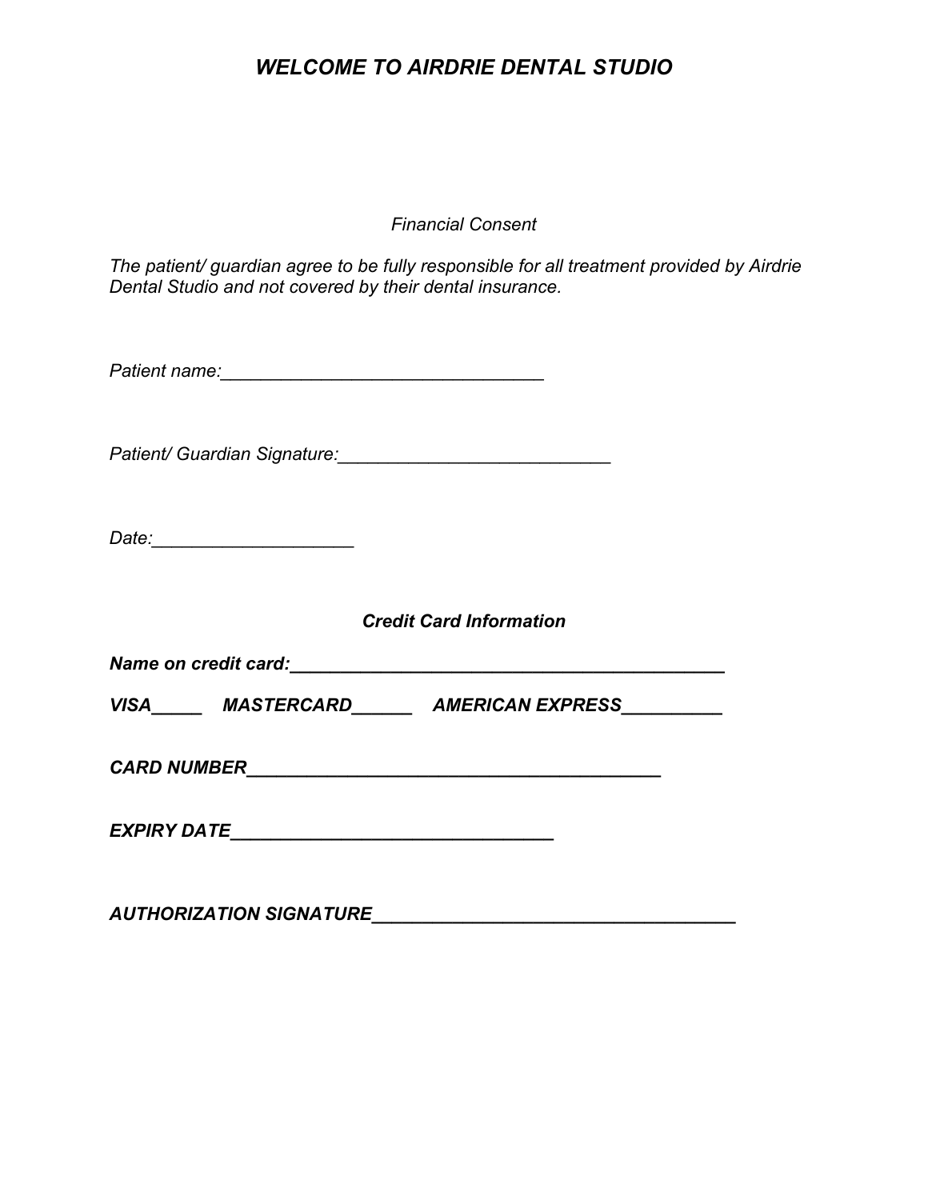# *WELCOME TO AIRDRIE DENTAL STUDIO*

*Financial Consent*

*The patient/ guardian agree to be fully responsible for all treatment provided by Airdrie Dental Studio and not covered by their dental insurance.*

*Patient name:________________________________*

*Patient/ Guardian Signature:___________________________*

*Date:____________________*

***Credit Card Information***

***Name on credit card:___________________________________________***

***VISA_____ MASTERCARD______ AMERICAN EXPRESS__________***

***CARD NUMBER_________________________________________***

***EXPIRY DATE________________________________***

***AUTHORIZATION SIGNATURE____________________________________***